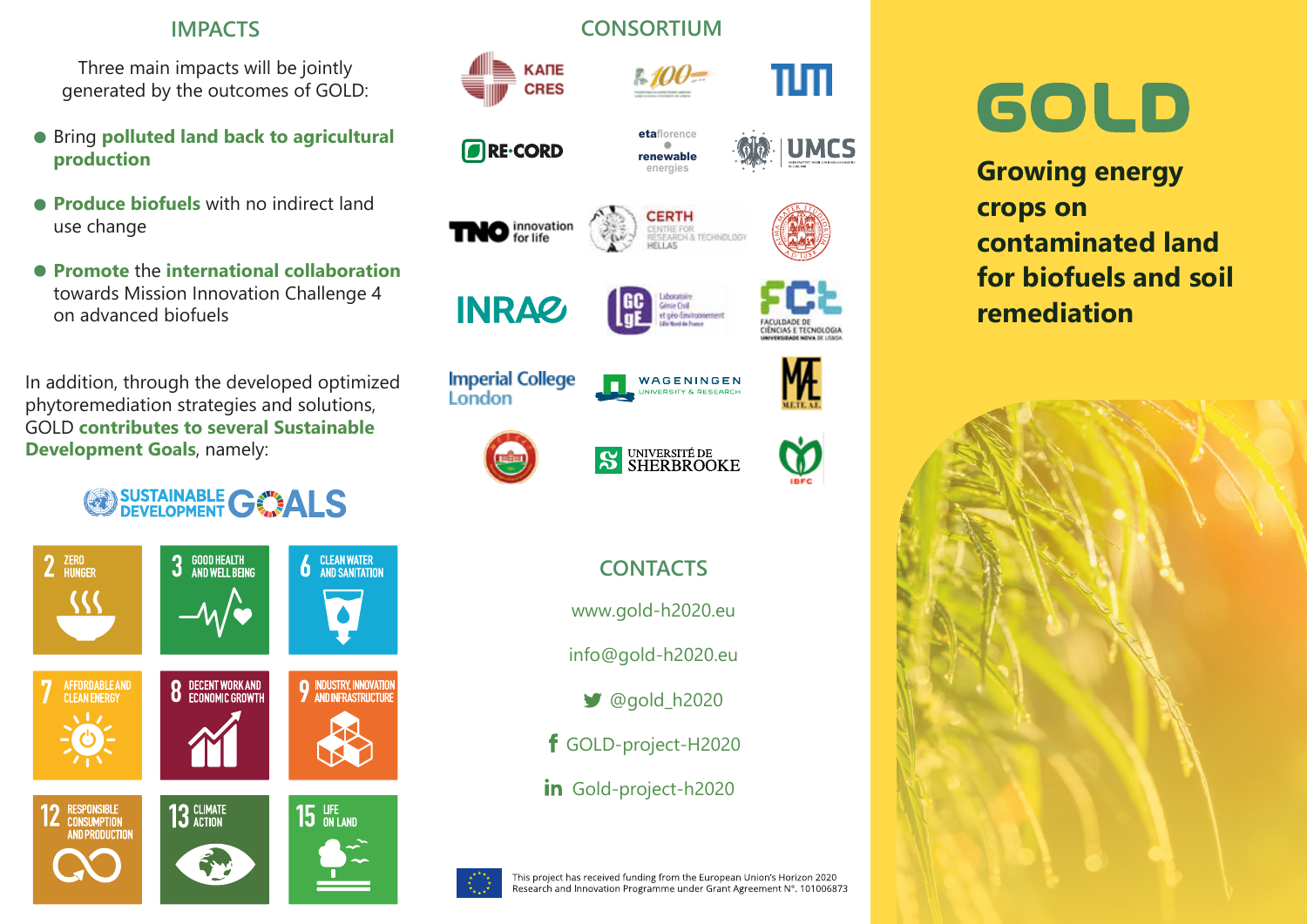## IMPACTS

Three main impacts will be jointly generated by the outcomes of GOLD:

- Bring **polluted land back to agricultural production**
- **Produce biofuels** with no indirect land use change
- **Promote** the **international collaboration** towards Mission Innovation Challenge 4 on advanced biofuels

In addition, through the developed optimized phytoremediation strategies and solutions, GOLD **contributes to several Sustainable Development Goals**, namely:

SUSTAINABLE DEVELOPMENT GOALS

- 2 ZERO HUNGER
- 3 GOOD HEALTH AND WELL-BEING
- 6 CLEAN WATER AND SANITATION
- 7 AFFORDABLE AND CLEAN ENERGY
- 8 DECENT WORK AND ECONOMIC GROWTH
- 9 INDUSTRY, INNOVATION AND INFRASTRUCTURE
- 12 RESPONSIBLE CONSUMPTION AND PRODUCTION
- 13 CLIMATE ACTION
- 15 LIFE ON LAND

## CONSORTIUM

- ΚΑΠΕ CRES
- 100
- TUM
- RE-CORD
- etaflorence renewable energies
- UMCS
- TNO innovation for life
- CERTH CENTRE FOR RESEARCH & TECHNOLOGY HELLAS
- ALMA MATER STUDIORUM A.D. 1088
- INRAE
- Laboratoire Génie Civil et géo-Environnement Lille Nord de France (LGCgE)
- FCT FACULDADE DE CIÊNCIAS E TECNOLOGIA UNIVERSIDADE NOVA DE LISBOA
- Imperial College London
- WAGENINGEN UNIVERSITY & RESEARCH
- M.E.T.E. A.E.
- UNIVERSITÉ DE SHERBROOKE
- IBFC

## CONTACTS

www.gold-h2020.eu

info@gold-h2020.eu

@gold_h2020

GOLD-project-H2020

Gold-project-h2020

This project has received funding from the European Union's Horizon 2020 Research and Innovation Programme under Grant Agreement N°. 101006873

# GOLD

**Growing energy crops on contaminated land for biofuels and soil remediation**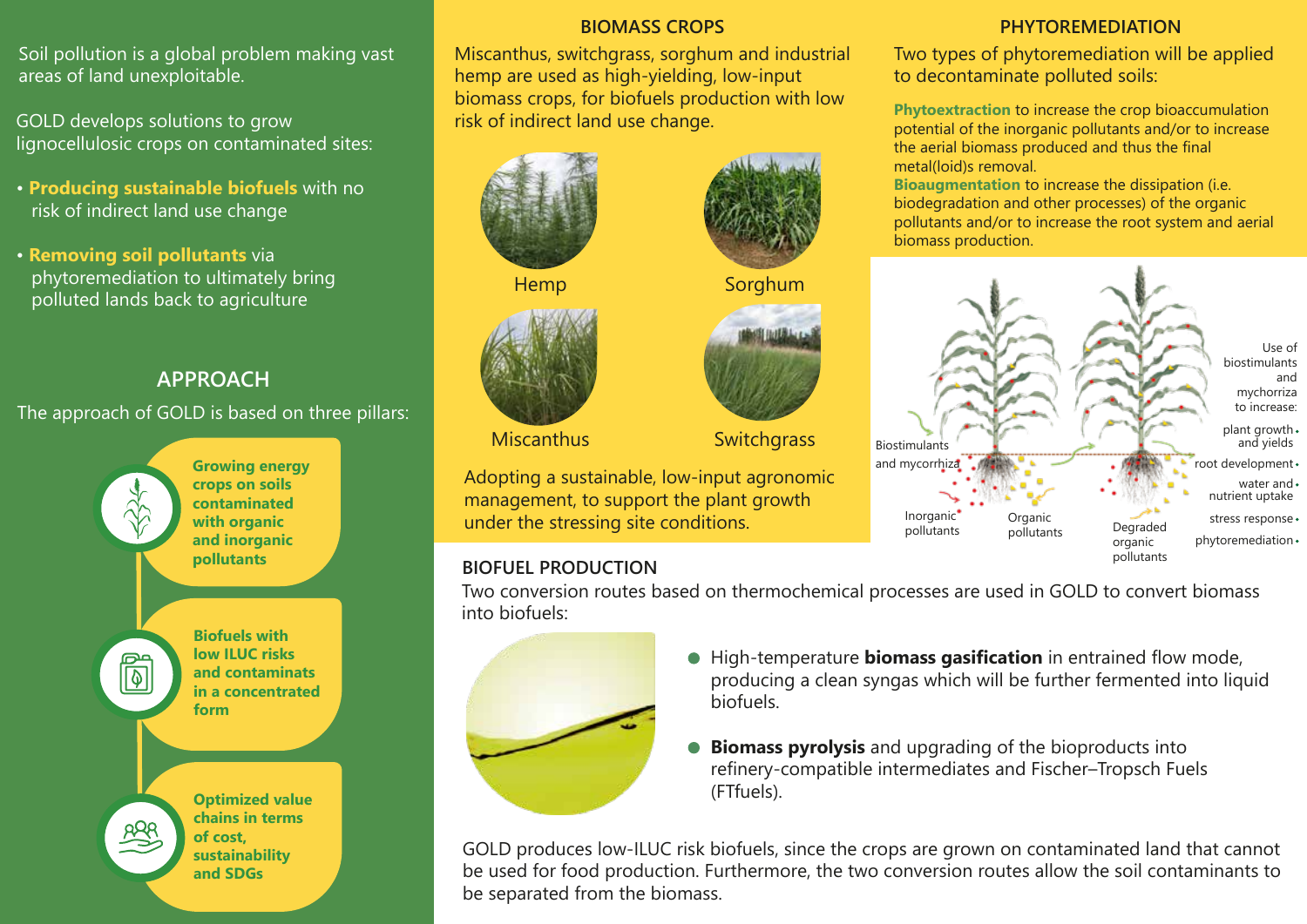Soil pollution is a global problem making vast areas of land unexploitable.

GOLD develops solutions to grow lignocellulosic crops on contaminated sites:

- **Producing sustainable biofuels** with no risk of indirect land use change
- **Removing soil pollutants** via phytoremediation to ultimately bring polluted lands back to agriculture

## APPROACH

The approach of GOLD is based on three pillars:

- **Growing energy crops on soils contaminated with organic and inorganic pollutants**
- **Biofuels with low ILUC risks and contaminats in a concentrated form**
- **Optimized value chains in terms of cost, sustainability and SDGs**

## BIOMASS CROPS

Miscanthus, switchgrass, sorghum and industrial hemp are used as high-yielding, low-input biomass crops, for biofuels production with low risk of indirect land use change.

Hemp

Sorghum

Miscanthus

Switchgrass

Adopting a sustainable, low-input agronomic management, to support the plant growth under the stressing site conditions.

## PHYTOREMEDIATION

Two types of phytoremediation will be applied to decontaminate polluted soils:

**Phytoextraction** to increase the crop bioaccumulation potential of the inorganic pollutants and/or to increase the aerial biomass produced and thus the final metal(loid)s removal.
**Bioaugmentation** to increase the dissipation (i.e. biodegradation and other processes) of the organic pollutants and/or to increase the root system and aerial biomass production.

Biostimulants and mychorriza

Inorganic pollutants

Organic pollutants

Degraded organic pollutants

Use of biostimulants and mychorriza to increase:

- plant growth and yields
- root development
- water and nutrient uptake
- stress response
- phytoremediation

## BIOFUEL PRODUCTION

Two conversion routes based on thermochemical processes are used in GOLD to convert biomass into biofuels:

- High-temperature **biomass gasification** in entrained flow mode, producing a clean syngas which will be further fermented into liquid biofuels.
- **Biomass pyrolysis** and upgrading of the bioproducts into refinery-compatible intermediates and Fischer–Tropsch Fuels (FTfuels).

GOLD produces low-ILUC risk biofuels, since the crops are grown on contaminated land that cannot be used for food production. Furthermore, the two conversion routes allow the soil contaminants to be separated from the biomass.